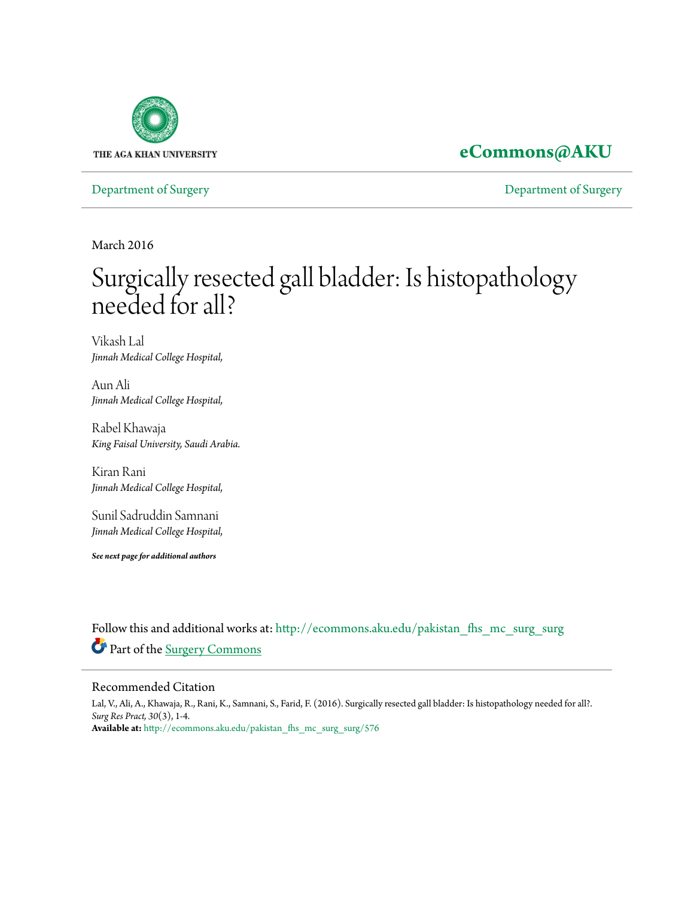THE AGA KHAN UNIVERSITY

**eCommons@AKU**

Department of Surgery | Department of Surgery

March 2016

# Surgically resected gall bladder: Is histopathology needed for all?

Vikash Lal
*Jinnah Medical College Hospital,*

Aun Ali
*Jinnah Medical College Hospital,*

Rabel Khawaja
*King Faisal University, Saudi Arabia.*

Kiran Rani
*Jinnah Medical College Hospital,*

Sunil Sadruddin Samnani
*Jinnah Medical College Hospital,*

***See next page for additional authors***

Follow this and additional works at: http://ecommons.aku.edu/pakistan_fhs_mc_surg_surg

Part of the Surgery Commons

## Recommended Citation

Lal, V., Ali, A., Khawaja, R., Rani, K., Samnani, S., Farid, F. (2016). Surgically resected gall bladder: Is histopathology needed for all?. *Surg Res Pract, 30*(3), 1-4.

**Available at:** http://ecommons.aku.edu/pakistan_fhs_mc_surg_surg/576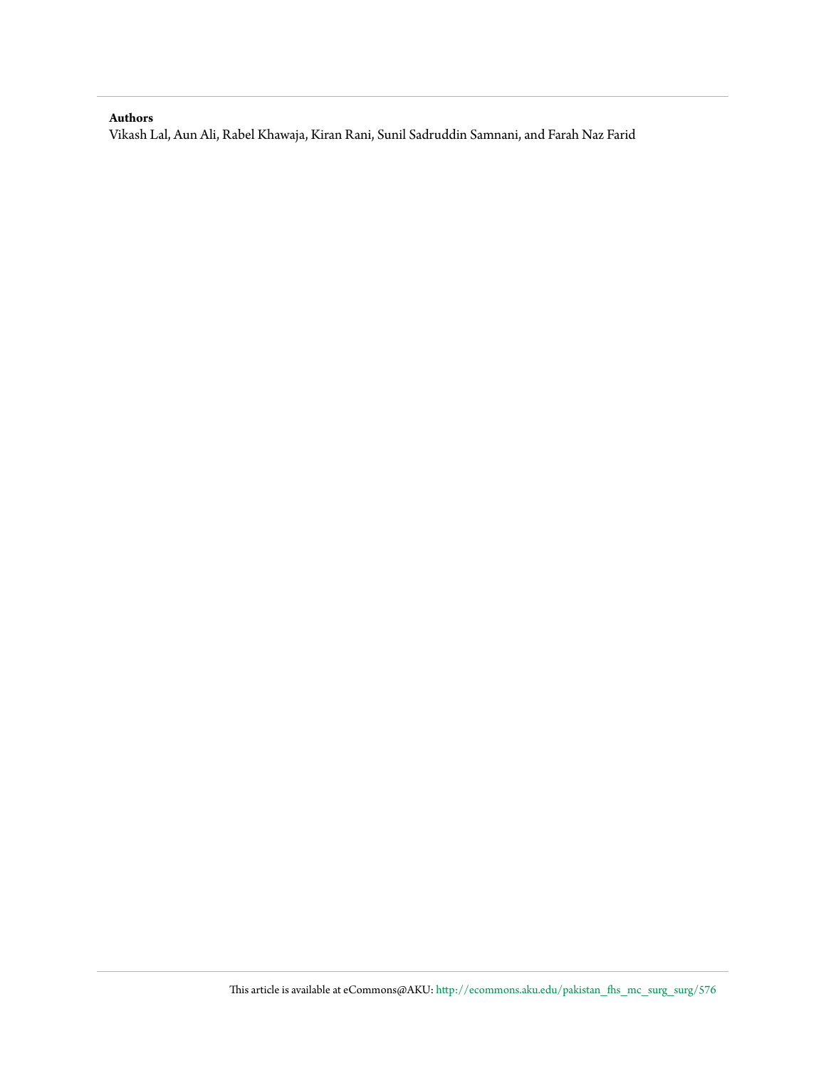**Authors**

Vikash Lal, Aun Ali, Rabel Khawaja, Kiran Rani, Sunil Sadruddin Samnani, and Farah Naz Farid

This article is available at eCommons@AKU: http://ecommons.aku.edu/pakistan_fhs_mc_surg_surg/576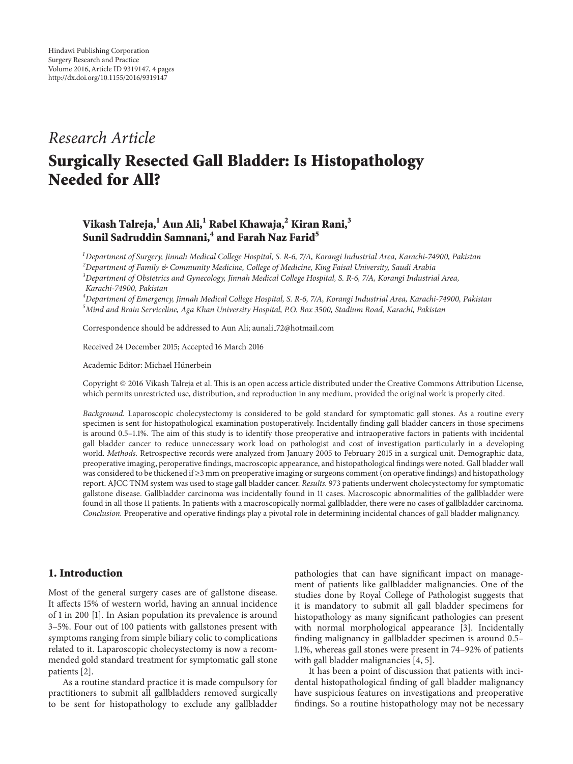*Research Article*

# Surgically Resected Gall Bladder: Is Histopathology Needed for All?

**Vikash Talreja,[1] Aun Ali,[1] Rabel Khawaja,[2] Kiran Rani,[3] Sunil Sadruddin Samnani,[4] and Farah Naz Farid[5]**

[1]*Department of Surgery, Jinnah Medical College Hospital, S. R-6, 7/A, Korangi Industrial Area, Karachi-74900, Pakistan*
[2]*Department of Family & Community Medicine, College of Medicine, King Faisal University, Saudi Arabia*
[3]*Department of Obstetrics and Gynecology, Jinnah Medical College Hospital, S. R-6, 7/A, Korangi Industrial Area, Karachi-74900, Pakistan*
[4]*Department of Emergency, Jinnah Medical College Hospital, S. R-6, 7/A, Korangi Industrial Area, Karachi-74900, Pakistan*
[5]*Mind and Brain Serviceline, Aga Khan University Hospital, P.O. Box 3500, Stadium Road, Karachi, Pakistan*

Correspondence should be addressed to Aun Ali; aunali_72@hotmail.com

Received 24 December 2015; Accepted 16 March 2016

Academic Editor: Michael Hünerbein

Copyright © 2016 Vikash Talreja et al. This is an open access article distributed under the Creative Commons Attribution License, which permits unrestricted use, distribution, and reproduction in any medium, provided the original work is properly cited.

*Background.* Laparoscopic cholecystectomy is considered to be gold standard for symptomatic gall stones. As a routine every specimen is sent for histopathological examination postoperatively. Incidentally finding gall bladder cancers in those specimens is around 0.5–1.1%. The aim of this study is to identify those preoperative and intraoperative factors in patients with incidental gall bladder cancer to reduce unnecessary work load on pathologist and cost of investigation particularly in a developing world. *Methods.* Retrospective records were analyzed from January 2005 to February 2015 in a surgical unit. Demographic data, preoperative imaging, peroperative findings, macroscopic appearance, and histopathological findings were noted. Gall bladder wall was considered to be thickened if ≥3 mm on preoperative imaging or surgeons comment (on operative findings) and histopathology report. AJCC TNM system was used to stage gall bladder cancer. *Results.* 973 patients underwent cholecystectomy for symptomatic gallstone disease. Gallbladder carcinoma was incidentally found in 11 cases. Macroscopic abnormalities of the gallbladder were found in all those 11 patients. In patients with a macroscopically normal gallbladder, there were no cases of gallbladder carcinoma. *Conclusion.* Preoperative and operative findings play a pivotal role in determining incidental chances of gall bladder malignancy.

## 1. Introduction

Most of the general surgery cases are of gallstone disease. It affects 15% of western world, having an annual incidence of 1 in 200 [1]. In Asian population its prevalence is around 3–5%. Four out of 100 patients with gallstones present with symptoms ranging from simple biliary colic to complications related to it. Laparoscopic cholecystectomy is now a recommended gold standard treatment for symptomatic gall stone patients [2].

As a routine standard practice it is made compulsory for practitioners to submit all gallbladders removed surgically to be sent for histopathology to exclude any gallbladder pathologies that can have significant impact on management of patients like gallbladder malignancies. One of the studies done by Royal College of Pathologist suggests that it is mandatory to submit all gall bladder specimens for histopathology as many significant pathologies can present with normal morphological appearance [3]. Incidentally finding malignancy in gallbladder specimen is around 0.5–1.1%, whereas gall stones were present in 74–92% of patients with gall bladder malignancies [4, 5].

It has been a point of discussion that patients with incidental histopathological finding of gall bladder malignancy have suspicious features on investigations and preoperative findings. So a routine histopathology may not be necessary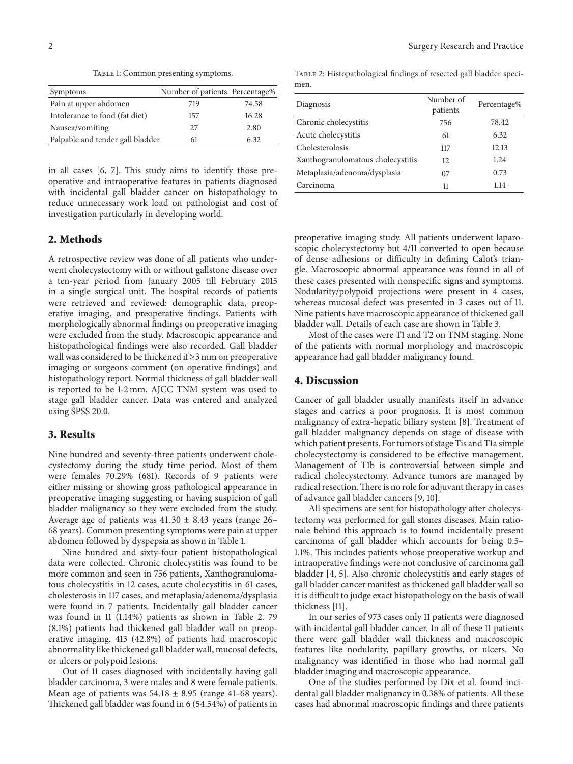Table 1: Common presenting symptoms.

| Symptoms | Number of patients | Percentage% |
|---|---|---|
| Pain at upper abdomen | 719 | 74.58 |
| Intolerance to food (fat diet) | 157 | 16.28 |
| Nausea/vomiting | 27 | 2.80 |
| Palpable and tender gall bladder | 61 | 6.32 |

in all cases [6, 7]. This study aims to identify those preoperative and intraoperative features in patients diagnosed with incidental gall bladder cancer on histopathology to reduce unnecessary work load on pathologist and cost of investigation particularly in developing world.

## 2. Methods

A retrospective review was done of all patients who underwent cholecystectomy with or without gallstone disease over a ten-year period from January 2005 till February 2015 in a single surgical unit. The hospital records of patients were retrieved and reviewed: demographic data, preoperative imaging, and preoperative findings. Patients with morphologically abnormal findings on preoperative imaging were excluded from the study. Macroscopic appearance and histopathological findings were also recorded. Gall bladder wall was considered to be thickened if ≥3 mm on preoperative imaging or surgeons comment (on operative findings) and histopathology report. Normal thickness of gall bladder wall is reported to be 1-2 mm. AJCC TNM system was used to stage gall bladder cancer. Data was entered and analyzed using SPSS 20.0.

## 3. Results

Nine hundred and seventy-three patients underwent cholecystectomy during the study time period. Most of them were females 70.29% (681). Records of 9 patients were either missing or showing gross pathological appearance in preoperative imaging suggesting or having suspicion of gall bladder malignancy so they were excluded from the study. Average age of patients was $41.30 \pm 8.43$ years (range 26–68 years). Common presenting symptoms were pain at upper abdomen followed by dyspepsia as shown in Table 1.

Nine hundred and sixty-four patient histopathological data were collected. Chronic cholecystitis was found to be more common and seen in 756 patients, Xanthogranulomatous cholecystitis in 12 cases, acute cholecystitis in 61 cases, cholesterosis in 117 cases, and metaplasia/adenoma/dysplasia were found in 7 patients. Incidentally gall bladder cancer was found in 11 (1.14%) patients as shown in Table 2. 79 (8.1%) patients had thickened gall bladder wall on preoperative imaging. 413 (42.8%) of patients had macroscopic abnormality like thickened gall bladder wall, mucosal defects, or ulcers or polypoid lesions.

Out of 11 cases diagnosed with incidentally having gall bladder carcinoma, 3 were males and 8 were female patients. Mean age of patients was $54.18 \pm 8.95$ (range 41–68 years). Thickened gall bladder was found in 6 (54.54%) of patients in

Table 2: Histopathological findings of resected gall bladder specimen.

| Diagnosis | Number of patients | Percentage% |
|---|---|---|
| Chronic cholecystitis | 756 | 78.42 |
| Acute cholecystitis | 61 | 6.32 |
| Cholesterolosis | 117 | 12.13 |
| Xanthogranulomatous cholecystitis | 12 | 1.24 |
| Metaplasia/adenoma/dysplasia | 07 | 0.73 |
| Carcinoma | 11 | 1.14 |

preoperative imaging study. All patients underwent laparoscopic cholecystectomy but 4/11 converted to open because of dense adhesions or difficulty in defining Calot's triangle. Macroscopic abnormal appearance was found in all of these cases presented with nonspecific signs and symptoms. Nodularity/polypoid projections were present in 4 cases, whereas mucosal defect was presented in 3 cases out of 11. Nine patients have macroscopic appearance of thickened gall bladder wall. Details of each case are shown in Table 3.

Most of the cases were T1 and T2 on TNM staging. None of the patients with normal morphology and macroscopic appearance had gall bladder malignancy found.

## 4. Discussion

Cancer of gall bladder usually manifests itself in advance stages and carries a poor prognosis. It is most common malignancy of extra-hepatic biliary system [8]. Treatment of gall bladder malignancy depends on stage of disease with which patient presents. For tumors of stage Tis and T1a simple cholecystectomy is considered to be effective management. Management of T1b is controversial between simple and radical cholecystectomy. Advance tumors are managed by radical resection. There is no role for adjuvant therapy in cases of advance gall bladder cancers [9, 10].

All specimens are sent for histopathology after cholecystectomy was performed for gall stones diseases. Main rationale behind this approach is to found incidentally present carcinoma of gall bladder which accounts for being 0.5–1.1%. This includes patients whose preoperative workup and intraoperative findings were not conclusive of carcinoma gall bladder [4, 5]. Also chronic cholecystitis and early stages of gall bladder cancer manifest as thickened gall bladder wall so it is difficult to judge exact histopathology on the basis of wall thickness [11].

In our series of 973 cases only 11 patients were diagnosed with incidental gall bladder cancer. In all of these 11 patients there were gall bladder wall thickness and macroscopic features like nodularity, papillary growths, or ulcers. No malignancy was identified in those who had normal gall bladder imaging and macroscopic appearance.

One of the studies performed by Dix et al. found incidental gall bladder malignancy in 0.38% of patients. All these cases had abnormal macroscopic findings and three patients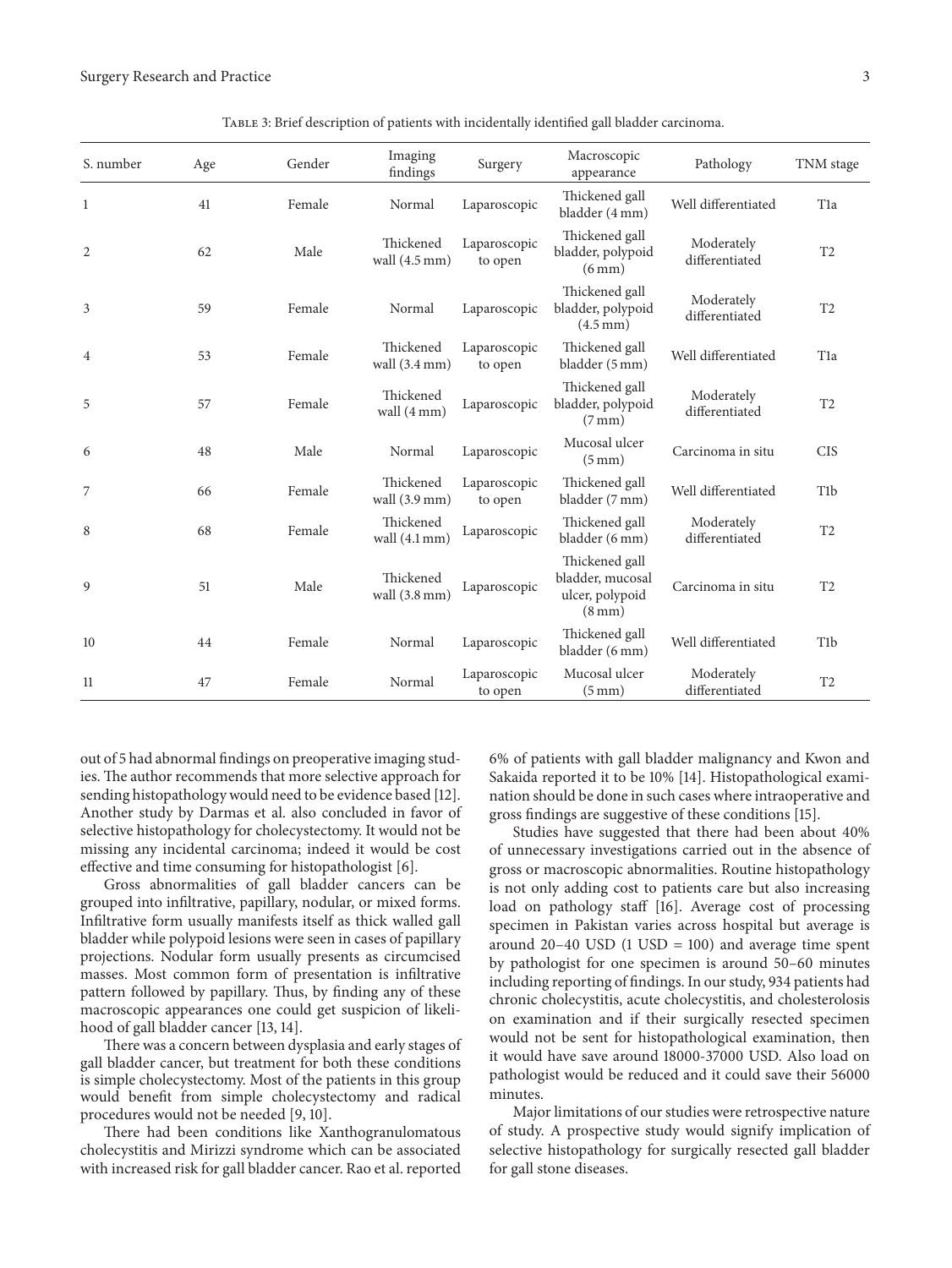Table 3: Brief description of patients with incidentally identified gall bladder carcinoma.

| S. number | Age | Gender | Imaging findings | Surgery | Macroscopic appearance | Pathology | TNM stage |
|---|---|---|---|---|---|---|---|
| 1 | 41 | Female | Normal | Laparoscopic | Thickened gall bladder (4 mm) | Well differentiated | T1a |
| 2 | 62 | Male | Thickened wall (4.5 mm) | Laparoscopic to open | Thickened gall bladder, polypoid (6 mm) | Moderately differentiated | T2 |
| 3 | 59 | Female | Normal | Laparoscopic | Thickened gall bladder, polypoid (4.5 mm) | Moderately differentiated | T2 |
| 4 | 53 | Female | Thickened wall (3.4 mm) | Laparoscopic to open | Thickened gall bladder (5 mm) | Well differentiated | T1a |
| 5 | 57 | Female | Thickened wall (4 mm) | Laparoscopic | Thickened gall bladder, polypoid (7 mm) | Moderately differentiated | T2 |
| 6 | 48 | Male | Normal | Laparoscopic | Mucosal ulcer (5 mm) | Carcinoma in situ | CIS |
| 7 | 66 | Female | Thickened wall (3.9 mm) | Laparoscopic to open | Thickened gall bladder (7 mm) | Well differentiated | T1b |
| 8 | 68 | Female | Thickened wall (4.1 mm) | Laparoscopic | Thickened gall bladder (6 mm) | Moderately differentiated | T2 |
| 9 | 51 | Male | Thickened wall (3.8 mm) | Laparoscopic | Thickened gall bladder, mucosal ulcer, polypoid (8 mm) | Carcinoma in situ | T2 |
| 10 | 44 | Female | Normal | Laparoscopic | Thickened gall bladder (6 mm) | Well differentiated | T1b |
| 11 | 47 | Female | Normal | Laparoscopic to open | Mucosal ulcer (5 mm) | Moderately differentiated | T2 |

out of 5 had abnormal findings on preoperative imaging studies. The author recommends that more selective approach for sending histopathology would need to be evidence based [12]. Another study by Darmas et al. also concluded in favor of selective histopathology for cholecystectomy. It would not be missing any incidental carcinoma; indeed it would be cost effective and time consuming for histopathologist [6].

Gross abnormalities of gall bladder cancers can be grouped into infiltrative, papillary, nodular, or mixed forms. Infiltrative form usually manifests itself as thick walled gall bladder while polypoid lesions were seen in cases of papillary projections. Nodular form usually presents as circumcised masses. Most common form of presentation is infiltrative pattern followed by papillary. Thus, by finding any of these macroscopic appearances one could get suspicion of likelihood of gall bladder cancer [13, 14].

There was a concern between dysplasia and early stages of gall bladder cancer, but treatment for both these conditions is simple cholecystectomy. Most of the patients in this group would benefit from simple cholecystectomy and radical procedures would not be needed [9, 10].

There had been conditions like Xanthogranulomatous cholecystitis and Mirizzi syndrome which can be associated with increased risk for gall bladder cancer. Rao et al. reported 6% of patients with gall bladder malignancy and Kwon and Sakaida reported it to be 10% [14]. Histopathological examination should be done in such cases where intraoperative and gross findings are suggestive of these conditions [15].

Studies have suggested that there had been about 40% of unnecessary investigations carried out in the absence of gross or macroscopic abnormalities. Routine histopathology is not only adding cost to patients care but also increasing load on pathology staff [16]. Average cost of processing specimen in Pakistan varies across hospital but average is around 20–40 USD (1 USD = 100) and average time spent by pathologist for one specimen is around 50–60 minutes including reporting of findings. In our study, 934 patients had chronic cholecystitis, acute cholecystitis, and cholesterolosis on examination and if their surgically resected specimen would not be sent for histopathological examination, then it would have save around 18000-37000 USD. Also load on pathologist would be reduced and it could save their 56000 minutes.

Major limitations of our studies were retrospective nature of study. A prospective study would signify implication of selective histopathology for surgically resected gall bladder for gall stone diseases.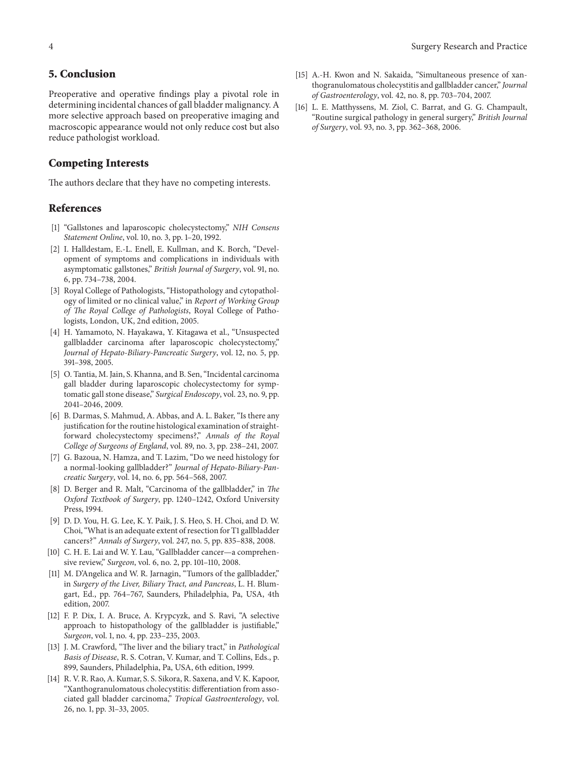## 5. Conclusion

Preoperative and operative findings play a pivotal role in determining incidental chances of gall bladder malignancy. A more selective approach based on preoperative imaging and macroscopic appearance would not only reduce cost but also reduce pathologist workload.

## Competing Interests

The authors declare that they have no competing interests.

## References

[1] "Gallstones and laparoscopic cholecystectomy," *NIH Consens Statement Online*, vol. 10, no. 3, pp. 1–20, 1992.

[2] I. Halldestam, E.-L. Enell, E. Kullman, and K. Borch, "Development of symptoms and complications in individuals with asymptomatic gallstones," *British Journal of Surgery*, vol. 91, no. 6, pp. 734–738, 2004.

[3] Royal College of Pathologists, "Histopathology and cytopathology of limited or no clinical value," in *Report of Working Group of The Royal College of Pathologists*, Royal College of Pathologists, London, UK, 2nd edition, 2005.

[4] H. Yamamoto, N. Hayakawa, Y. Kitagawa et al., "Unsuspected gallbladder carcinoma after laparoscopic cholecystectomy," *Journal of Hepato-Biliary-Pancreatic Surgery*, vol. 12, no. 5, pp. 391–398, 2005.

[5] O. Tantia, M. Jain, S. Khanna, and B. Sen, "Incidental carcinoma gall bladder during laparoscopic cholecystectomy for symptomatic gall stone disease," *Surgical Endoscopy*, vol. 23, no. 9, pp. 2041–2046, 2009.

[6] B. Darmas, S. Mahmud, A. Abbas, and A. L. Baker, "Is there any justification for the routine histological examination of straightforward cholecystectomy specimens?," *Annals of the Royal College of Surgeons of England*, vol. 89, no. 3, pp. 238–241, 2007.

[7] G. Bazoua, N. Hamza, and T. Lazim, "Do we need histology for a normal-looking gallbladder?" *Journal of Hepato-Biliary-Pancreatic Surgery*, vol. 14, no. 6, pp. 564–568, 2007.

[8] D. Berger and R. Malt, "Carcinoma of the gallbladder," in *The Oxford Textbook of Surgery*, pp. 1240–1242, Oxford University Press, 1994.

[9] D. D. You, H. G. Lee, K. Y. Paik, J. S. Heo, S. H. Choi, and D. W. Choi, "What is an adequate extent of resection for T1 gallbladder cancers?" *Annals of Surgery*, vol. 247, no. 5, pp. 835–838, 2008.

[10] C. H. E. Lai and W. Y. Lau, "Gallbladder cancer—a comprehensive review," *Surgeon*, vol. 6, no. 2, pp. 101–110, 2008.

[11] M. D'Angelica and W. R. Jarnagin, "Tumors of the gallbladder," in *Surgery of the Liver, Biliary Tract, and Pancreas*, L. H. Blumgart, Ed., pp. 764–767, Saunders, Philadelphia, Pa, USA, 4th edition, 2007.

[12] F. P. Dix, I. A. Bruce, A. Krypcyzk, and S. Ravi, "A selective approach to histopathology of the gallbladder is justifiable," *Surgeon*, vol. 1, no. 4, pp. 233–235, 2003.

[13] J. M. Crawford, "The liver and the biliary tract," in *Pathological Basis of Disease*, R. S. Cotran, V. Kumar, and T. Collins, Eds., p. 899, Saunders, Philadelphia, Pa, USA, 6th edition, 1999.

[14] R. V. R. Rao, A. Kumar, S. S. Sikora, R. Saxena, and V. K. Kapoor, "Xanthogranulomatous cholecystitis: differentiation from associated gall bladder carcinoma," *Tropical Gastroenterology*, vol. 26, no. 1, pp. 31–33, 2005.

[15] A.-H. Kwon and N. Sakaida, "Simultaneous presence of xanthogranulomatous cholecystitis and gallbladder cancer," *Journal of Gastroenterology*, vol. 42, no. 8, pp. 703–704, 2007.

[16] L. E. Matthyssens, M. Ziol, C. Barrat, and G. G. Champault, "Routine surgical pathology in general surgery," *British Journal of Surgery*, vol. 93, no. 3, pp. 362–368, 2006.